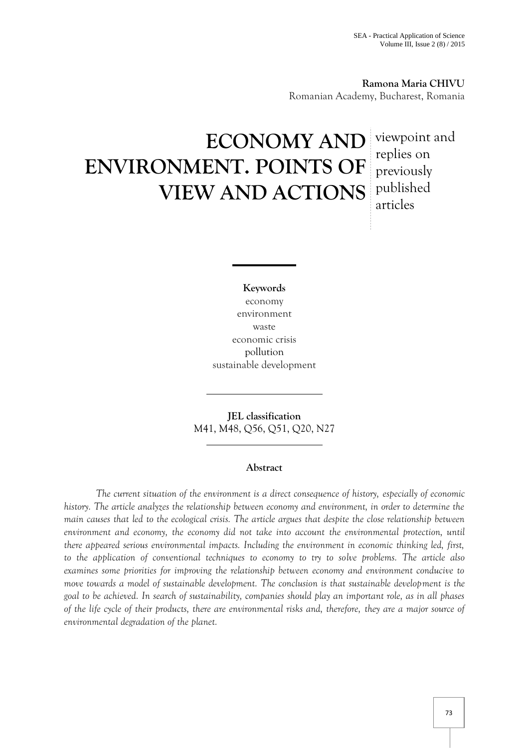**Ramona Maria CHIVU**
Romanian Academy, Bucharest, Romania

# ECONOMY AND ENVIRONMENT. POINTS OF VIEW AND ACTIONS

viewpoint and replies on previously published articles

**Keywords**

economy
environment
waste
economic crisis
pollution
sustainable development

**JEL classification**

M41, M48, Q56, Q51, Q20, N27

## Abstract

*The current situation of the environment is a direct consequence of history, especially of economic history. The article analyzes the relationship between economy and environment, in order to determine the main causes that led to the ecological crisis. The article argues that despite the close relationship between environment and economy, the economy did not take into account the environmental protection, until there appeared serious environmental impacts. Including the environment in economic thinking led, first, to the application of conventional techniques to economy to try to solve problems. The article also examines some priorities for improving the relationship between economy and environment conducive to move towards a model of sustainable development. The conclusion is that sustainable development is the goal to be achieved. In search of sustainability, companies should play an important role, as in all phases of the life cycle of their products, there are environmental risks and, therefore, they are a major source of environmental degradation of the planet.*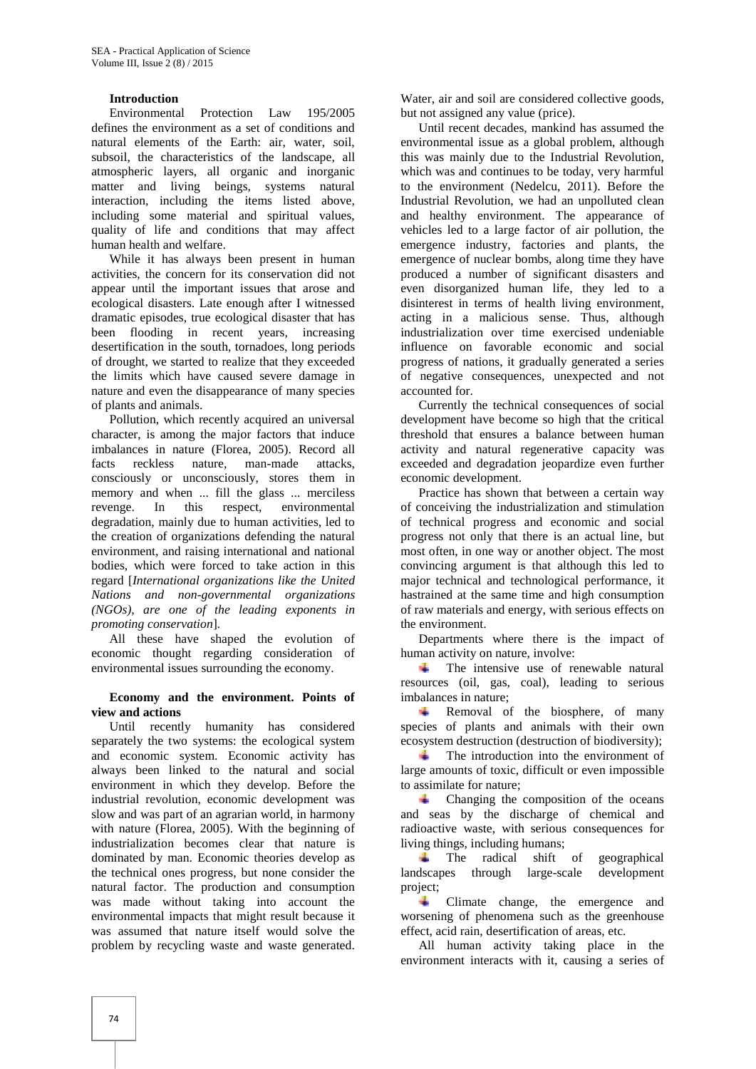## Introduction

Environmental Protection Law 195/2005 defines the environment as a set of conditions and natural elements of the Earth: air, water, soil, subsoil, the characteristics of the landscape, all atmospheric layers, all organic and inorganic matter and living beings, systems natural interaction, including the items listed above, including some material and spiritual values, quality of life and conditions that may affect human health and welfare.

While it has always been present in human activities, the concern for its conservation did not appear until the important issues that arose and ecological disasters. Late enough after I witnessed dramatic episodes, true ecological disaster that has been flooding in recent years, increasing desertification in the south, tornadoes, long periods of drought, we started to realize that they exceeded the limits which have caused severe damage in nature and even the disappearance of many species of plants and animals.

Pollution, which recently acquired an universal character, is among the major factors that induce imbalances in nature (Florea, 2005). Record all facts reckless nature, man-made attacks, consciously or unconsciously, stores them in memory and when ... fill the glass ... merciless revenge. In this respect, environmental degradation, mainly due to human activities, led to the creation of organizations defending the natural environment, and raising international and national bodies, which were forced to take action in this regard [*International organizations like the United Nations and non-governmental organizations (NGOs), are one of the leading exponents in promoting conservation*].

All these have shaped the evolution of economic thought regarding consideration of environmental issues surrounding the economy.

## Economy and the environment. Points of view and actions

Until recently humanity has considered separately the two systems: the ecological system and economic system. Economic activity has always been linked to the natural and social environment in which they develop. Before the industrial revolution, economic development was slow and was part of an agrarian world, in harmony with nature (Florea, 2005). With the beginning of industrialization becomes clear that nature is dominated by man. Economic theories develop as the technical ones progress, but none consider the natural factor. The production and consumption was made without taking into account the environmental impacts that might result because it was assumed that nature itself would solve the problem by recycling waste and waste generated. Water, air and soil are considered collective goods, but not assigned any value (price).

Until recent decades, mankind has assumed the environmental issue as a global problem, although this was mainly due to the Industrial Revolution, which was and continues to be today, very harmful to the environment (Nedelcu, 2011). Before the Industrial Revolution, we had an unpolluted clean and healthy environment. The appearance of vehicles led to a large factor of air pollution, the emergence industry, factories and plants, the emergence of nuclear bombs, along time they have produced a number of significant disasters and even disorganized human life, they led to a disinterest in terms of health living environment, acting in a malicious sense. Thus, although industrialization over time exercised undeniable influence on favorable economic and social progress of nations, it gradually generated a series of negative consequences, unexpected and not accounted for.

Currently the technical consequences of social development have become so high that the critical threshold that ensures a balance between human activity and natural regenerative capacity was exceeded and degradation jeopardize even further economic development.

Practice has shown that between a certain way of conceiving the industrialization and stimulation of technical progress and economic and social progress not only that there is an actual line, but most often, in one way or another object. The most convincing argument is that although this led to major technical and technological performance, it hastrained at the same time and high consumption of raw materials and energy, with serious effects on the environment.

Departments where there is the impact of human activity on nature, involve:

- The intensive use of renewable natural resources (oil, gas, coal), leading to serious imbalances in nature;
- Removal of the biosphere, of many species of plants and animals with their own ecosystem destruction (destruction of biodiversity);
- The introduction into the environment of large amounts of toxic, difficult or even impossible to assimilate for nature;
- Changing the composition of the oceans and seas by the discharge of chemical and radioactive waste, with serious consequences for living things, including humans;
- The radical shift of geographical landscapes through large-scale development project;
- Climate change, the emergence and worsening of phenomena such as the greenhouse effect, acid rain, desertification of areas, etc.

All human activity taking place in the environment interacts with it, causing a series of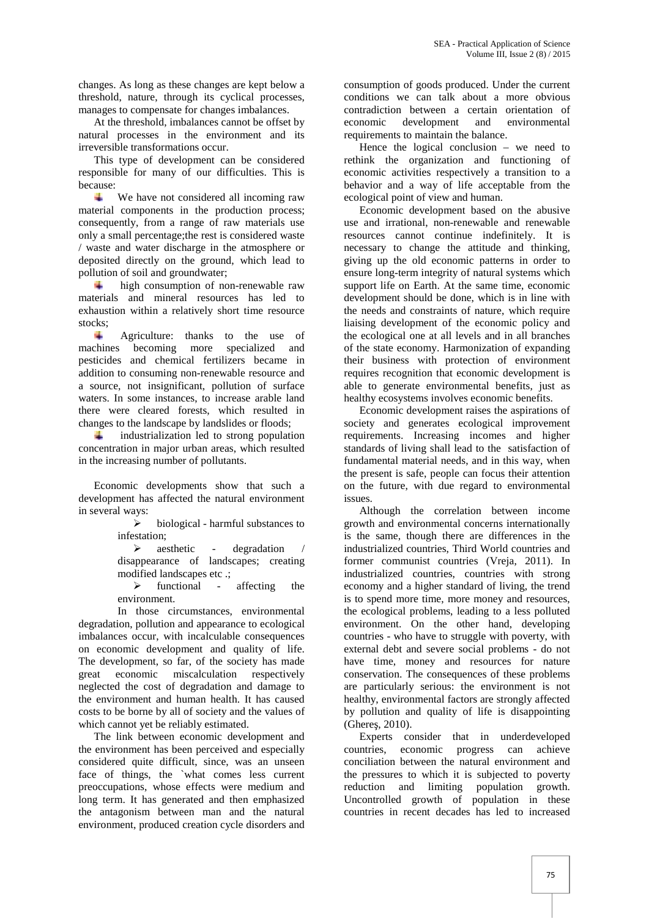changes. As long as these changes are kept below a threshold, nature, through its cyclical processes, manages to compensate for changes imbalances.

At the threshold, imbalances cannot be offset by natural processes in the environment and its irreversible transformations occur.

This type of development can be considered responsible for many of our difficulties. This is because:

- We have not considered all incoming raw material components in the production process; consequently, from a range of raw materials use only a small percentage;the rest is considered waste / waste and water discharge in the atmosphere or deposited directly on the ground, which lead to pollution of soil and groundwater;
- high consumption of non-renewable raw materials and mineral resources has led to exhaustion within a relatively short time resource stocks;
- Agriculture: thanks to the use of machines becoming more specialized and pesticides and chemical fertilizers became in addition to consuming non-renewable resource and a source, not insignificant, pollution of surface waters. In some instances, to increase arable land there were cleared forests, which resulted in changes to the landscape by landslides or floods;
- industrialization led to strong population concentration in major urban areas, which resulted in the increasing number of pollutants.

Economic developments show that such a development has affected the natural environment in several ways:

- biological - harmful substances to infestation;
- aesthetic - degradation / disappearance of landscapes; creating modified landscapes etc .;
- functional - affecting the environment.

In those circumstances, environmental degradation, pollution and appearance to ecological imbalances occur, with incalculable consequences on economic development and quality of life. The development, so far, of the society has made great economic miscalculation respectively neglected the cost of degradation and damage to the environment and human health. It has caused costs to be borne by all of society and the values of which cannot yet be reliably estimated.

The link between economic development and the environment has been perceived and especially considered quite difficult, since, was an unseen face of things, the `what comes less current preoccupations, whose effects were medium and long term. It has generated and then emphasized the antagonism between man and the natural environment, produced creation cycle disorders and consumption of goods produced. Under the current conditions we can talk about a more obvious contradiction between a certain orientation of economic development and environmental requirements to maintain the balance.

Hence the logical conclusion – we need to rethink the organization and functioning of economic activities respectively a transition to a behavior and a way of life acceptable from the ecological point of view and human.

Economic development based on the abusive use and irrational, non-renewable and renewable resources cannot continue indefinitely. It is necessary to change the attitude and thinking, giving up the old economic patterns in order to ensure long-term integrity of natural systems which support life on Earth. At the same time, economic development should be done, which is in line with the needs and constraints of nature, which require liaising development of the economic policy and the ecological one at all levels and in all branches of the state economy. Harmonization of expanding their business with protection of environment requires recognition that economic development is able to generate environmental benefits, just as healthy ecosystems involves economic benefits.

Economic development raises the aspirations of society and generates ecological improvement requirements. Increasing incomes and higher standards of living shall lead to the satisfaction of fundamental material needs, and in this way, when the present is safe, people can focus their attention on the future, with due regard to environmental issues.

Although the correlation between income growth and environmental concerns internationally is the same, though there are differences in the industrialized countries, Third World countries and former communist countries (Vreja, 2011). In industrialized countries, countries with strong economy and a higher standard of living, the trend is to spend more time, more money and resources, the ecological problems, leading to a less polluted environment. On the other hand, developing countries - who have to struggle with poverty, with external debt and severe social problems - do not have time, money and resources for nature conservation. The consequences of these problems are particularly serious: the environment is not healthy, environmental factors are strongly affected by pollution and quality of life is disappointing (Ghereş, 2010).

Experts consider that in underdeveloped countries, economic progress can achieve conciliation between the natural environment and the pressures to which it is subjected to poverty reduction and limiting population growth. Uncontrolled growth of population in these countries in recent decades has led to increased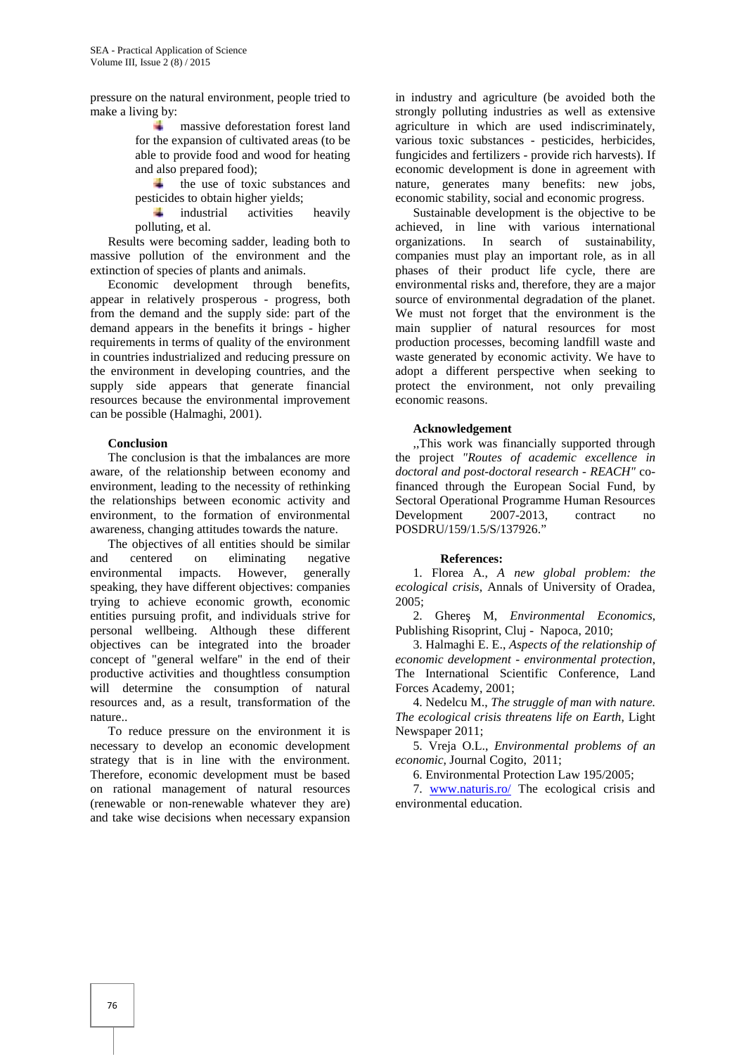pressure on the natural environment, people tried to make a living by:

- massive deforestation forest land for the expansion of cultivated areas (to be able to provide food and wood for heating and also prepared food);
- the use of toxic substances and pesticides to obtain higher yields;
- industrial activities heavily polluting, et al.

Results were becoming sadder, leading both to massive pollution of the environment and the extinction of species of plants and animals.

Economic development through benefits, appear in relatively prosperous - progress, both from the demand and the supply side: part of the demand appears in the benefits it brings - higher requirements in terms of quality of the environment in countries industrialized and reducing pressure on the environment in developing countries, and the supply side appears that generate financial resources because the environmental improvement can be possible (Halmaghi, 2001).

## Conclusion

The conclusion is that the imbalances are more aware, of the relationship between economy and environment, leading to the necessity of rethinking the relationships between economic activity and environment, to the formation of environmental awareness, changing attitudes towards the nature.

The objectives of all entities should be similar and centered on eliminating negative environmental impacts. However, generally speaking, they have different objectives: companies trying to achieve economic growth, economic entities pursuing profit, and individuals strive for personal wellbeing. Although these different objectives can be integrated into the broader concept of "general welfare" in the end of their productive activities and thoughtless consumption will determine the consumption of natural resources and, as a result, transformation of the nature..

To reduce pressure on the environment it is necessary to develop an economic development strategy that is in line with the environment. Therefore, economic development must be based on rational management of natural resources (renewable or non-renewable whatever they are) and take wise decisions when necessary expansion in industry and agriculture (be avoided both the strongly polluting industries as well as extensive agriculture in which are used indiscriminately, various toxic substances - pesticides, herbicides, fungicides and fertilizers - provide rich harvests). If economic development is done in agreement with nature, generates many benefits: new jobs, economic stability, social and economic progress.

Sustainable development is the objective to be achieved, in line with various international organizations. In search of sustainability, companies must play an important role, as in all phases of their product life cycle, there are environmental risks and, therefore, they are a major source of environmental degradation of the planet. We must not forget that the environment is the main supplier of natural resources for most production processes, becoming landfill waste and waste generated by economic activity. We have to adopt a different perspective when seeking to protect the environment, not only prevailing economic reasons.

## Acknowledgement

„This work was financially supported through the project *"Routes of academic excellence in doctoral and post-doctoral research - REACH"* co-financed through the European Social Fund, by Sectoral Operational Programme Human Resources Development 2007-2013, contract no POSDRU/159/1.5/S/137926."

## References:

1. Florea A., *A new global problem: the ecological crisis*, Annals of University of Oradea, 2005;
2. Ghereş M, *Environmental Economics*, Publishing Risoprint, Cluj - Napoca, 2010;
3. Halmaghi E. E., *Aspects of the relationship of economic development - environmental protection*, The International Scientific Conference, Land Forces Academy, 2001;
4. Nedelcu M., *The struggle of man with nature. The ecological crisis threatens life on Earth*, Light Newspaper 2011;
5. Vreja O.L., *Environmental problems of an economic*, Journal Cogito, 2011;
6. Environmental Protection Law 195/2005;
7. www.naturis.ro/ The ecological crisis and environmental education.